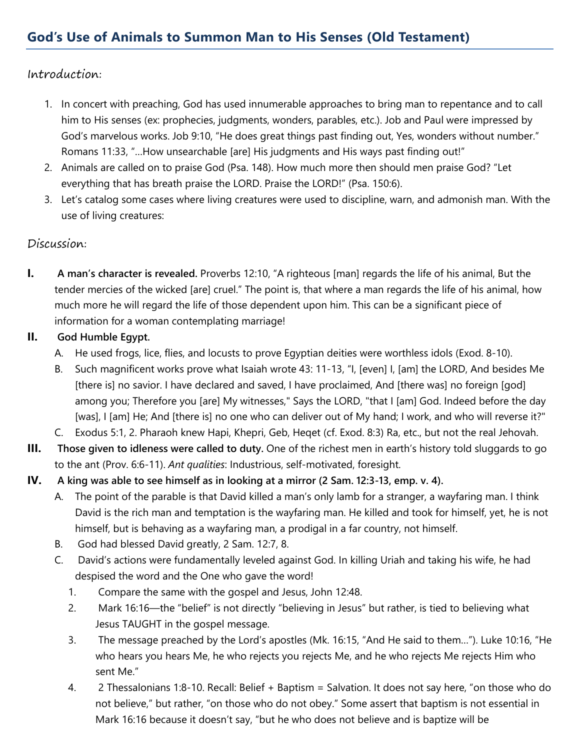# God's Use of Animals to Summon Man to His Senses (Old Testament)

## Introduction:

1. In concert with preaching, God has used innumerable approaches to bring man to repentance and to call him to His senses (ex: prophecies, judgments, wonders, parables, etc.). Job and Paul were impressed by God's marvelous works. Job 9:10, "He does great things past finding out, Yes, wonders without number." Romans 11:33, "…How unsearchable [are] His judgments and His ways past finding out!"
2. Animals are called on to praise God (Psa. 148). How much more then should men praise God? "Let everything that has breath praise the LORD. Praise the LORD!" (Psa. 150:6).
3. Let's catalog some cases where living creatures were used to discipline, warn, and admonish man. With the use of living creatures:

## Discussion:

**I. A man's character is revealed.** Proverbs 12:10, "A righteous [man] regards the life of his animal, But the tender mercies of the wicked [are] cruel." The point is, that where a man regards the life of his animal, how much more he will regard the life of those dependent upon him. This can be a significant piece of information for a woman contemplating marriage!

**II. God Humble Egypt.**

- A. He used frogs, lice, flies, and locusts to prove Egyptian deities were worthless idols (Exod. 8-10).
- B. Such magnificent works prove what Isaiah wrote 43: 11-13, "I, [even] I, [am] the LORD, And besides Me [there is] no savior. I have declared and saved, I have proclaimed, And [there was] no foreign [god] among you; Therefore you [are] My witnesses," Says the LORD, "that I [am] God. Indeed before the day [was], I [am] He; And [there is] no one who can deliver out of My hand; I work, and who will reverse it?"
- C. Exodus 5:1, 2. Pharaoh knew Hapi, Khepri, Geb, Heqet (cf. Exod. 8:3) Ra, etc., but not the real Jehovah.

**III. Those given to idleness were called to duty.** One of the richest men in earth's history told sluggards to go to the ant (Prov. 6:6-11). *Ant qualities*: Industrious, self-motivated, foresight.

**IV. A king was able to see himself as in looking at a mirror (2 Sam. 12:3-13, emp. v. 4).**

- A. The point of the parable is that David killed a man's only lamb for a stranger, a wayfaring man. I think David is the rich man and temptation is the wayfaring man. He killed and took for himself, yet, he is not himself, but is behaving as a wayfaring man, a prodigal in a far country, not himself.
- B. God had blessed David greatly, 2 Sam. 12:7, 8.
- C. David's actions were fundamentally leveled against God. In killing Uriah and taking his wife, he had despised the word and the One who gave the word!
  1. Compare the same with the gospel and Jesus, John 12:48.
  2. Mark 16:16—the "belief" is not directly "believing in Jesus" but rather, is tied to believing what Jesus TAUGHT in the gospel message.
  3. The message preached by the Lord's apostles (Mk. 16:15, "And He said to them…"). Luke 10:16, "He who hears you hears Me, he who rejects you rejects Me, and he who rejects Me rejects Him who sent Me."
  4. 2 Thessalonians 1:8-10. Recall: Belief + Baptism = Salvation. It does not say here, "on those who do not believe," but rather, "on those who do not obey." Some assert that baptism is not essential in Mark 16:16 because it doesn't say, "but he who does not believe and is baptize will be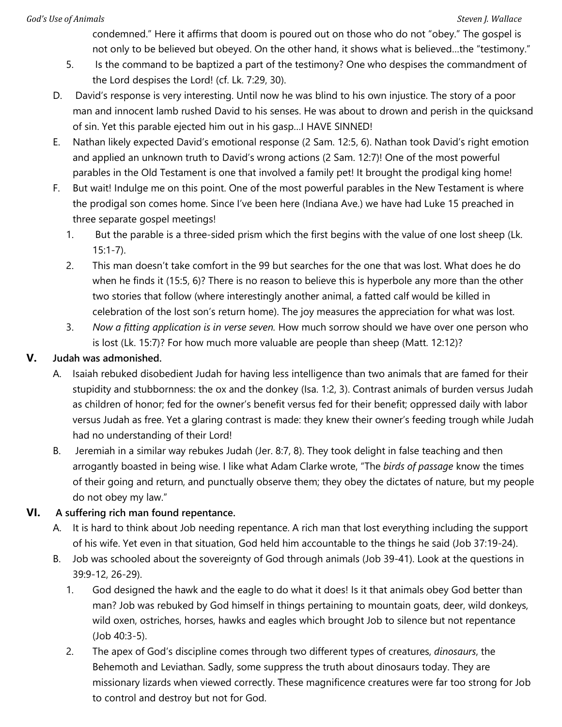condemned." Here it affirms that doom is poured out on those who do not "obey." The gospel is not only to be believed but obeyed. On the other hand, it shows what is believed…the "testimony."

   5. Is the command to be baptized a part of the testimony? One who despises the commandment of the Lord despises the Lord! (cf. Lk. 7:29, 30).

D. David's response is very interesting. Until now he was blind to his own injustice. The story of a poor man and innocent lamb rushed David to his senses. He was about to drown and perish in the quicksand of sin. Yet this parable ejected him out in his gasp…I HAVE SINNED!

E. Nathan likely expected David's emotional response (2 Sam. 12:5, 6). Nathan took David's right emotion and applied an unknown truth to David's wrong actions (2 Sam. 12:7)! One of the most powerful parables in the Old Testament is one that involved a family pet! It brought the prodigal king home!

F. But wait! Indulge me on this point. One of the most powerful parables in the New Testament is where the prodigal son comes home. Since I've been here (Indiana Ave.) we have had Luke 15 preached in three separate gospel meetings!

   1. But the parable is a three-sided prism which the first begins with the value of one lost sheep (Lk. 15:1-7).
   2. This man doesn't take comfort in the 99 but searches for the one that was lost. What does he do when he finds it (15:5, 6)? There is no reason to believe this is hyperbole any more than the other two stories that follow (where interestingly another animal, a fatted calf would be killed in celebration of the lost son's return home). The joy measures the appreciation for what was lost.
   3. *Now a fitting application is in verse seven.* How much sorrow should we have over one person who is lost (Lk. 15:7)? For how much more valuable are people than sheep (Matt. 12:12)?

## V. Judah was admonished.

A. Isaiah rebuked disobedient Judah for having less intelligence than two animals that are famed for their stupidity and stubbornness: the ox and the donkey (Isa. 1:2, 3). Contrast animals of burden versus Judah as children of honor; fed for the owner's benefit versus fed for their benefit; oppressed daily with labor versus Judah as free. Yet a glaring contrast is made: they knew their owner's feeding trough while Judah had no understanding of their Lord!

B. Jeremiah in a similar way rebukes Judah (Jer. 8:7, 8). They took delight in false teaching and then arrogantly boasted in being wise. I like what Adam Clarke wrote, "The *birds of passage* know the times of their going and return, and punctually observe them; they obey the dictates of nature, but my people do not obey my law."

## VI. A suffering rich man found repentance.

A. It is hard to think about Job needing repentance. A rich man that lost everything including the support of his wife. Yet even in that situation, God held him accountable to the things he said (Job 37:19-24).

B. Job was schooled about the sovereignty of God through animals (Job 39-41). Look at the questions in 39:9-12, 26-29).

   1. God designed the hawk and the eagle to do what it does! Is it that animals obey God better than man? Job was rebuked by God himself in things pertaining to mountain goats, deer, wild donkeys, wild oxen, ostriches, horses, hawks and eagles which brought Job to silence but not repentance (Job 40:3-5).
   2. The apex of God's discipline comes through two different types of creatures, *dinosaurs*, the Behemoth and Leviathan. Sadly, some suppress the truth about dinosaurs today. They are missionary lizards when viewed correctly. These magnificence creatures were far too strong for Job to control and destroy but not for God.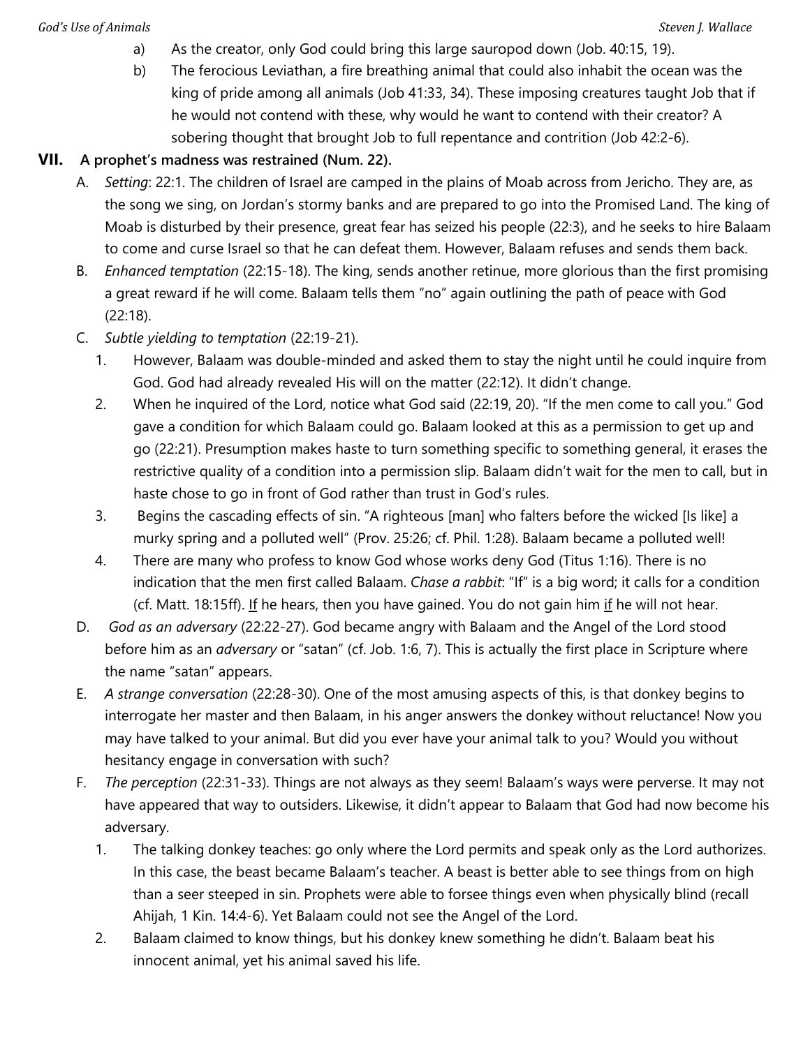a) As the creator, only God could bring this large sauropod down (Job. 40:15, 19).

b) The ferocious Leviathan, a fire breathing animal that could also inhabit the ocean was the king of pride among all animals (Job 41:33, 34). These imposing creatures taught Job that if he would not contend with these, why would he want to contend with their creator? A sobering thought that brought Job to full repentance and contrition (Job 42:2-6).

## VII. A prophet's madness was restrained (Num. 22).

A. *Setting*: 22:1. The children of Israel are camped in the plains of Moab across from Jericho. They are, as the song we sing, on Jordan's stormy banks and are prepared to go into the Promised Land. The king of Moab is disturbed by their presence, great fear has seized his people (22:3), and he seeks to hire Balaam to come and curse Israel so that he can defeat them. However, Balaam refuses and sends them back.

B. *Enhanced temptation* (22:15-18). The king, sends another retinue, more glorious than the first promising a great reward if he will come. Balaam tells them "no" again outlining the path of peace with God (22:18).

C. *Subtle yielding to temptation* (22:19-21).

1. However, Balaam was double-minded and asked them to stay the night until he could inquire from God. God had already revealed His will on the matter (22:12). It didn't change.

2. When he inquired of the Lord, notice what God said (22:19, 20). "If the men come to call you." God gave a condition for which Balaam could go. Balaam looked at this as a permission to get up and go (22:21). Presumption makes haste to turn something specific to something general, it erases the restrictive quality of a condition into a permission slip. Balaam didn't wait for the men to call, but in haste chose to go in front of God rather than trust in God's rules.

3. Begins the cascading effects of sin. "A righteous [man] who falters before the wicked [Is like] a murky spring and a polluted well" (Prov. 25:26; cf. Phil. 1:28). Balaam became a polluted well!

4. There are many who profess to know God whose works deny God (Titus 1:16). There is no indication that the men first called Balaam. *Chase a rabbit*: "If" is a big word; it calls for a condition (cf. Matt. 18:15ff). <u>If</u> he hears, then you have gained. You do not gain him <u>if</u> he will not hear.

D. *God as an adversary* (22:22-27). God became angry with Balaam and the Angel of the Lord stood before him as an *adversary* or "satan" (cf. Job. 1:6, 7). This is actually the first place in Scripture where the name "satan" appears.

E. *A strange conversation* (22:28-30). One of the most amusing aspects of this, is that donkey begins to interrogate her master and then Balaam, in his anger answers the donkey without reluctance! Now you may have talked to your animal. But did you ever have your animal talk to you? Would you without hesitancy engage in conversation with such?

F. *The perception* (22:31-33). Things are not always as they seem! Balaam's ways were perverse. It may not have appeared that way to outsiders. Likewise, it didn't appear to Balaam that God had now become his adversary.

1. The talking donkey teaches: go only where the Lord permits and speak only as the Lord authorizes. In this case, the beast became Balaam's teacher. A beast is better able to see things from on high than a seer steeped in sin. Prophets were able to forsee things even when physically blind (recall Ahijah, 1 Kin. 14:4-6). Yet Balaam could not see the Angel of the Lord.

2. Balaam claimed to know things, but his donkey knew something he didn't. Balaam beat his innocent animal, yet his animal saved his life.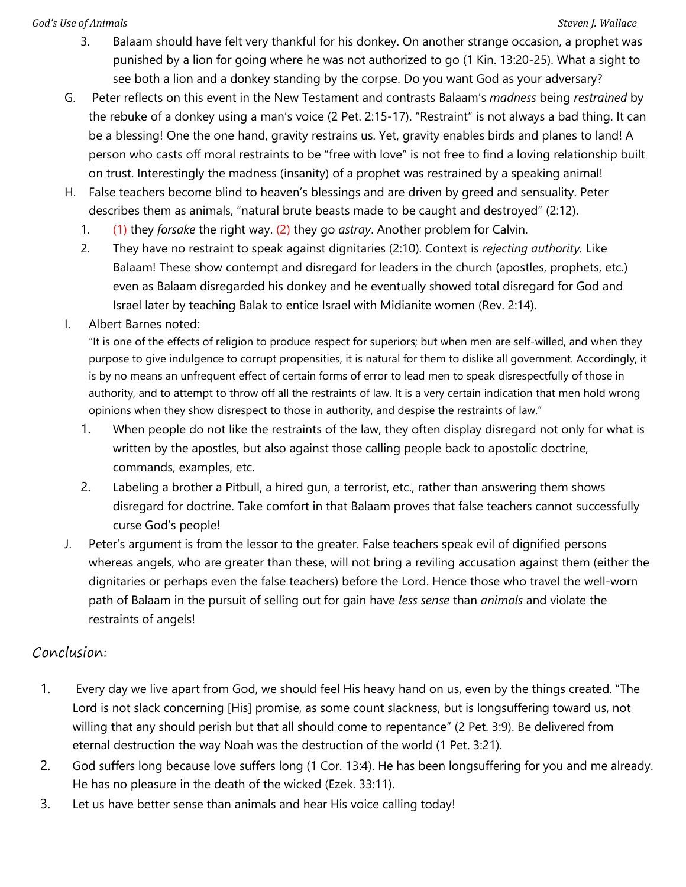3. Balaam should have felt very thankful for his donkey. On another strange occasion, a prophet was punished by a lion for going where he was not authorized to go (1 Kin. 13:20-25). What a sight to see both a lion and a donkey standing by the corpse. Do you want God as your adversary?

G. Peter reflects on this event in the New Testament and contrasts Balaam's *madness* being *restrained* by the rebuke of a donkey using a man's voice (2 Pet. 2:15-17). "Restraint" is not always a bad thing. It can be a blessing! One the one hand, gravity restrains us. Yet, gravity enables birds and planes to land! A person who casts off moral restraints to be "free with love" is not free to find a loving relationship built on trust. Interestingly the madness (insanity) of a prophet was restrained by a speaking animal!

H. False teachers become blind to heaven's blessings and are driven by greed and sensuality. Peter describes them as animals, "natural brute beasts made to be caught and destroyed" (2:12).

1. (1) they *forsake* the right way. (2) they go *astray*. Another problem for Calvin.
2. They have no restraint to speak against dignitaries (2:10). Context is *rejecting authority.* Like Balaam! These show contempt and disregard for leaders in the church (apostles, prophets, etc.) even as Balaam disregarded his donkey and he eventually showed total disregard for God and Israel later by teaching Balak to entice Israel with Midianite women (Rev. 2:14).

I. Albert Barnes noted:

"It is one of the effects of religion to produce respect for superiors; but when men are self-willed, and when they purpose to give indulgence to corrupt propensities, it is natural for them to dislike all government. Accordingly, it is by no means an unfrequent effect of certain forms of error to lead men to speak disrespectfully of those in authority, and to attempt to throw off all the restraints of law. It is a very certain indication that men hold wrong opinions when they show disrespect to those in authority, and despise the restraints of law."

1. When people do not like the restraints of the law, they often display disregard not only for what is written by the apostles, but also against those calling people back to apostolic doctrine, commands, examples, etc.
2. Labeling a brother a Pitbull, a hired gun, a terrorist, etc., rather than answering them shows disregard for doctrine. Take comfort in that Balaam proves that false teachers cannot successfully curse God's people!

J. Peter's argument is from the lessor to the greater. False teachers speak evil of dignified persons whereas angels, who are greater than these, will not bring a reviling accusation against them (either the dignitaries or perhaps even the false teachers) before the Lord. Hence those who travel the well-worn path of Balaam in the pursuit of selling out for gain have *less sense* than *animals* and violate the restraints of angels!

## Conclusion:

1. Every day we live apart from God, we should feel His heavy hand on us, even by the things created. "The Lord is not slack concerning [His] promise, as some count slackness, but is longsuffering toward us, not willing that any should perish but that all should come to repentance" (2 Pet. 3:9). Be delivered from eternal destruction the way Noah was the destruction of the world (1 Pet. 3:21).
2. God suffers long because love suffers long (1 Cor. 13:4). He has been longsuffering for you and me already. He has no pleasure in the death of the wicked (Ezek. 33:11).
3. Let us have better sense than animals and hear His voice calling today!